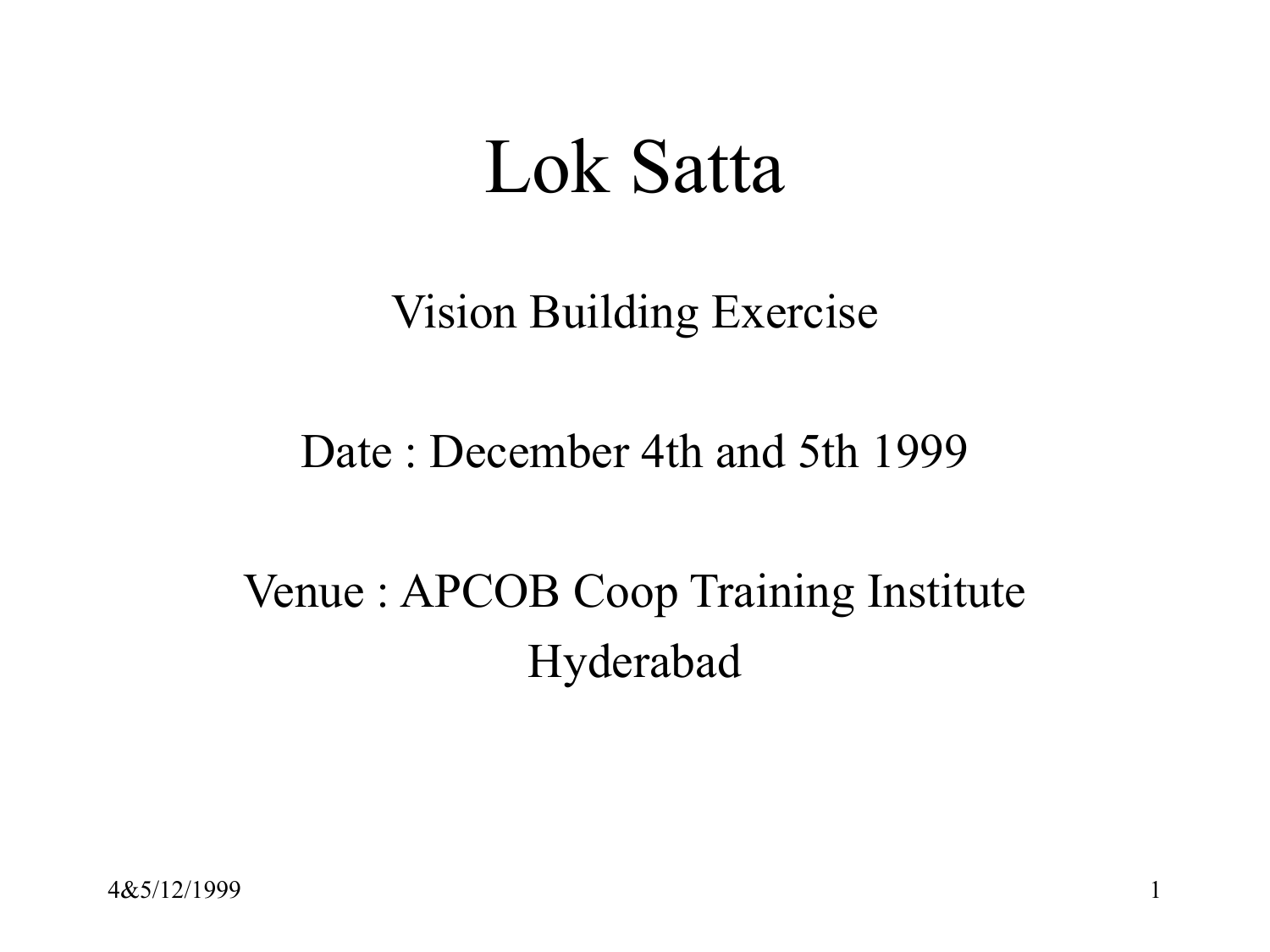# Lok Satta

Vision Building Exercise

Date : December 4th and 5th 1999

Venue : APCOB Coop Training Institute
Hyderabad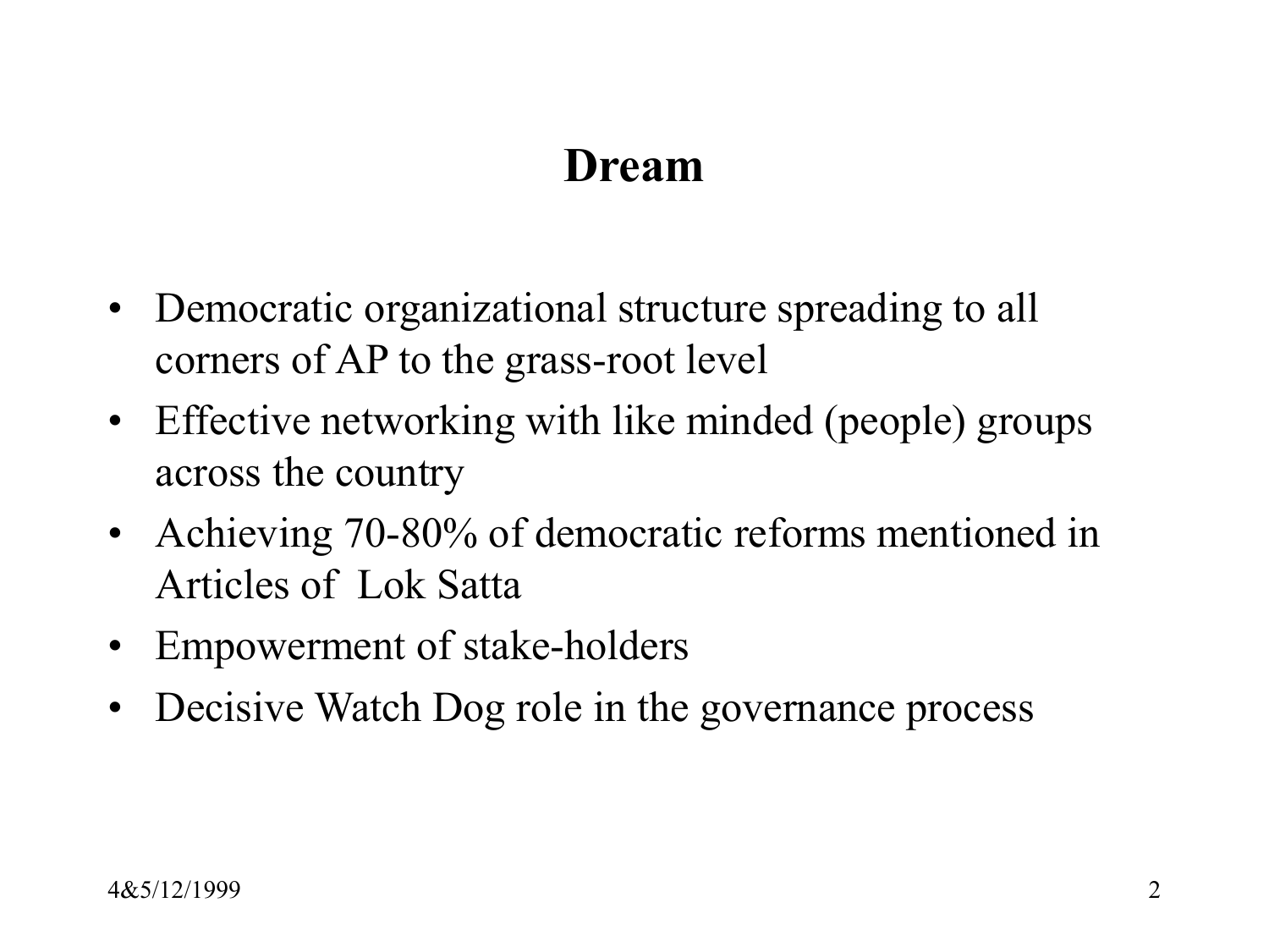## Dream

- Democratic organizational structure spreading to all corners of AP to the grass-root level
- Effective networking with like minded (people) groups across the country
- Achieving 70-80% of democratic reforms mentioned in Articles of Lok Satta
- Empowerment of stake-holders
- Decisive Watch Dog role in the governance process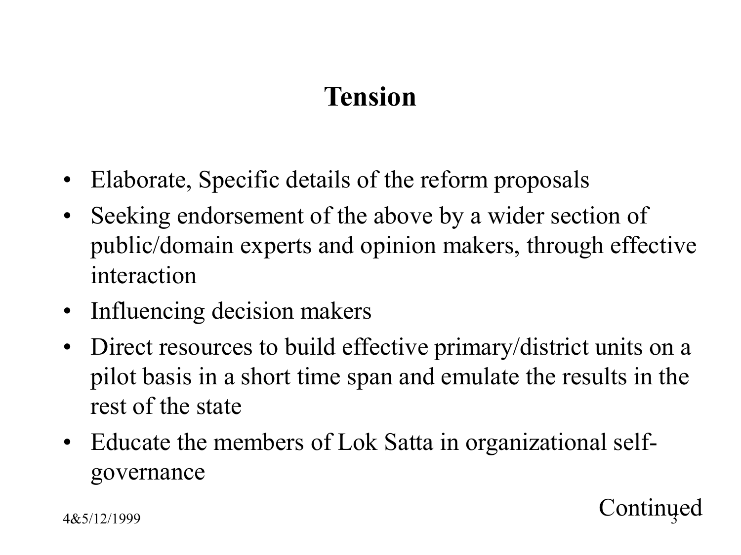# Tension

- Elaborate, Specific details of the reform proposals
- Seeking endorsement of the above by a wider section of public/domain experts and opinion makers, through effective interaction
- Influencing decision makers
- Direct resources to build effective primary/district units on a pilot basis in a short time span and emulate the results in the rest of the state
- Educate the members of Lok Satta in organizational self-governance

Continued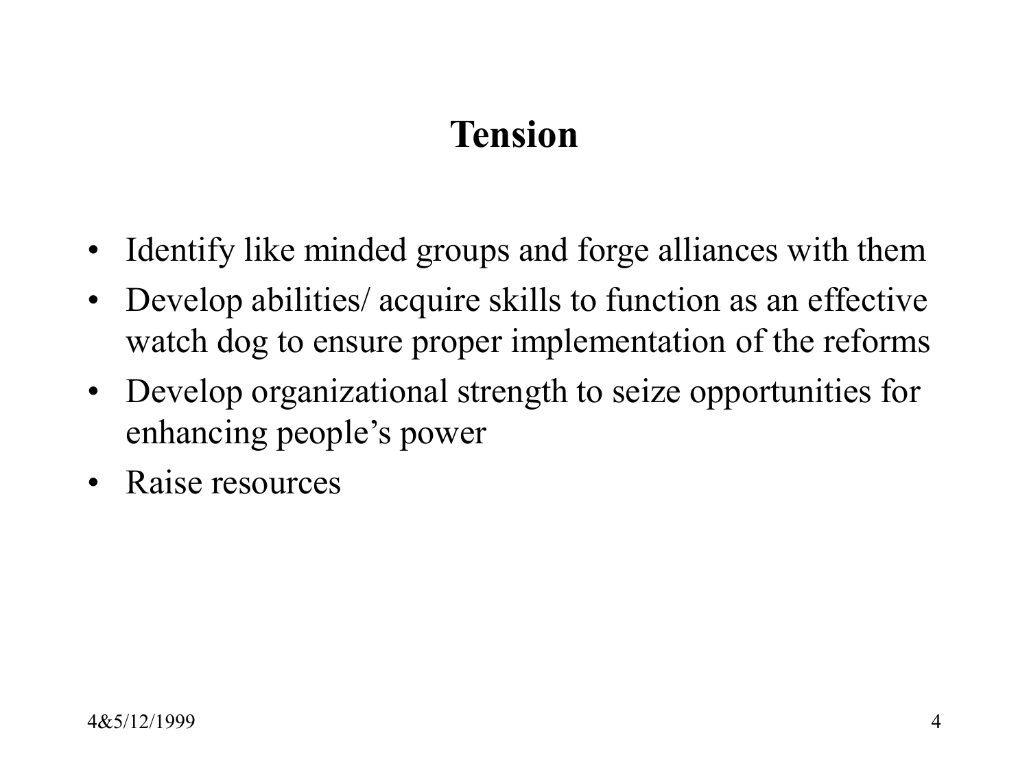# Tension

- Identify like minded groups and forge alliances with them
- Develop abilities/ acquire skills to function as an effective watch dog to ensure proper implementation of the reforms
- Develop organizational strength to seize opportunities for enhancing people's power
- Raise resources

4&5/12/1999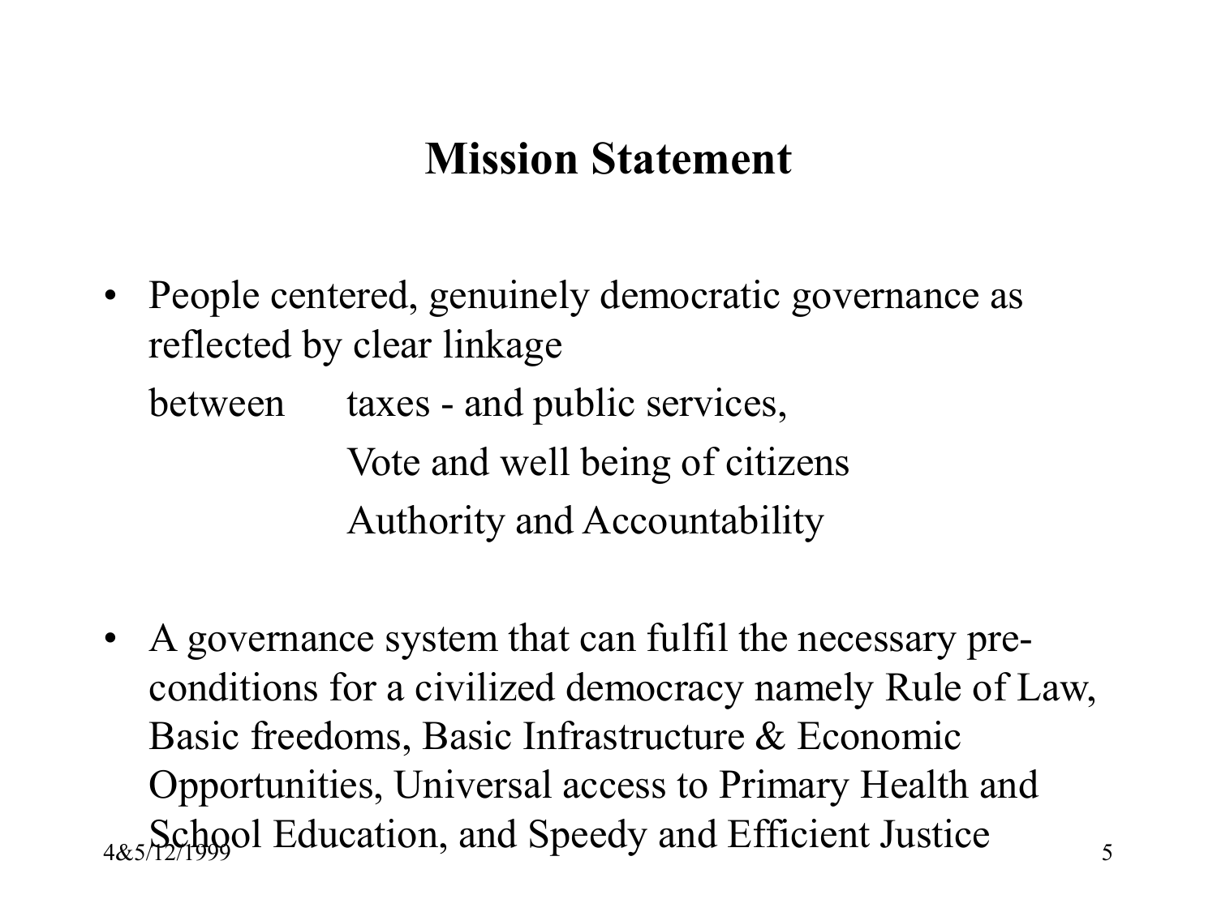## Mission Statement

- People centered, genuinely democratic governance as reflected by clear linkage

  between taxes - and public services,

  Vote and well being of citizens

  Authority and Accountability

- A governance system that can fulfil the necessary pre-conditions for a civilized democracy namely Rule of Law, Basic freedoms, Basic Infrastructure & Economic Opportunities, Universal access to Primary Health and School Education, and Speedy and Efficient Justice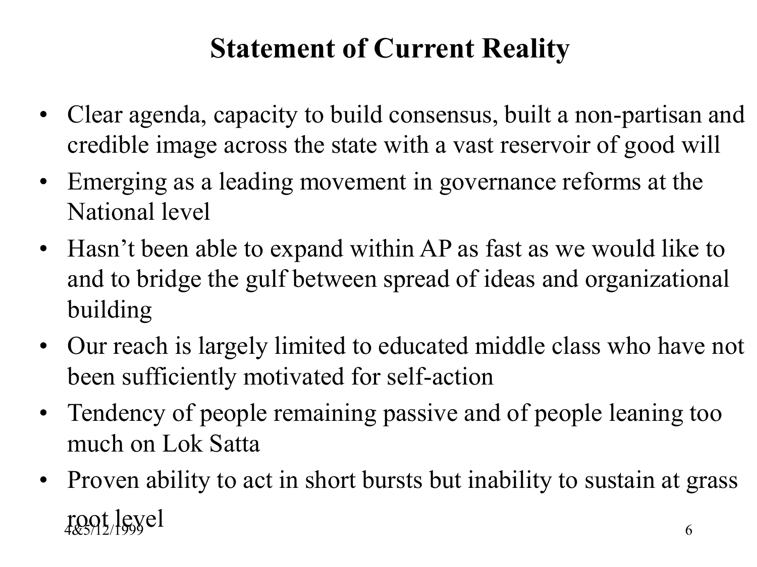# Statement of Current Reality

- Clear agenda, capacity to build consensus, built a non-partisan and credible image across the state with a vast reservoir of good will
- Emerging as a leading movement in governance reforms at the National level
- Hasn't been able to expand within AP as fast as we would like to and to bridge the gulf between spread of ideas and organizational building
- Our reach is largely limited to educated middle class who have not been sufficiently motivated for self-action
- Tendency of people remaining passive and of people leaning too much on Lok Satta
- Proven ability to act in short bursts but inability to sustain at grass root level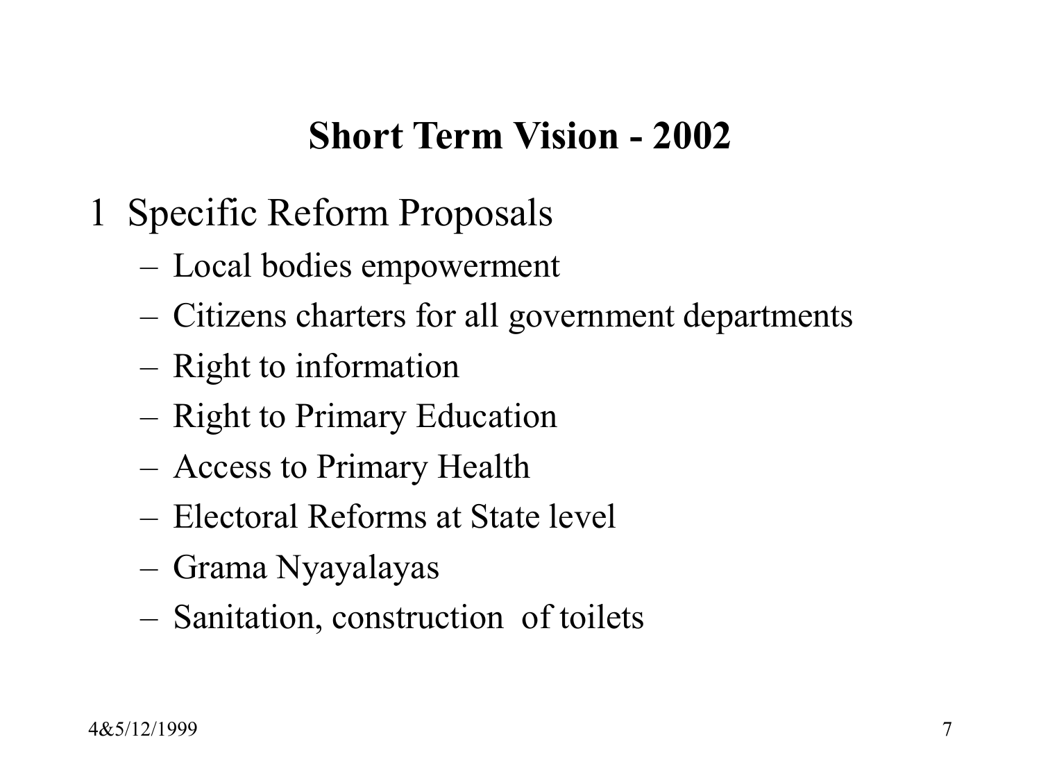## Short Term Vision - 2002

1 Specific Reform Proposals

- Local bodies empowerment
- Citizens charters for all government departments
- Right to information
- Right to Primary Education
- Access to Primary Health
- Electoral Reforms at State level
- Grama Nyayalayas
- Sanitation, construction of toilets

4&5/12/1999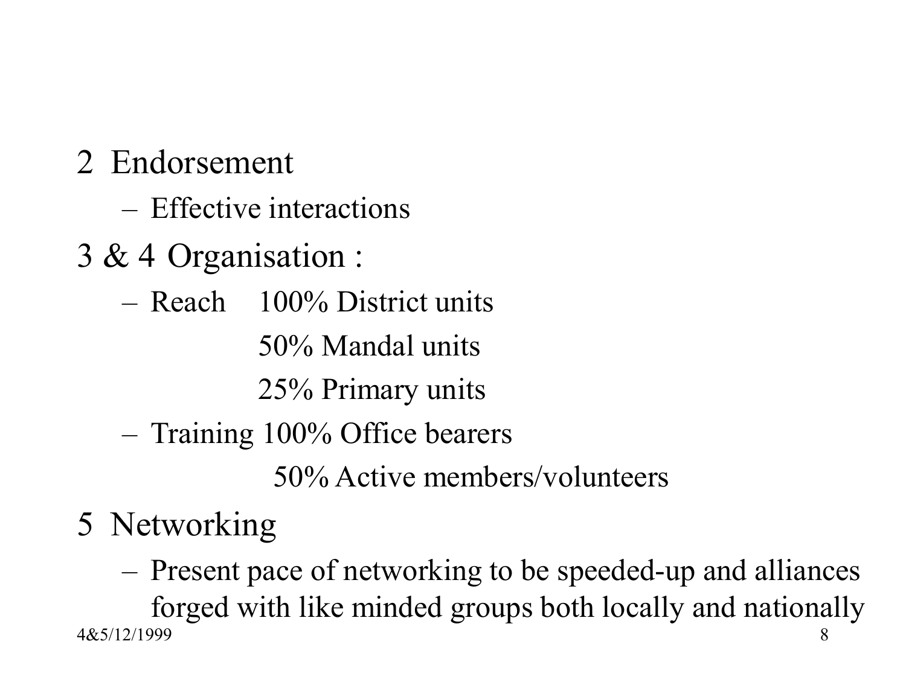2 Endorsement

- Effective interactions

3 & 4 Organisation :

- Reach 100% District units
  50% Mandal units
  25% Primary units
- Training 100% Office bearers
  50% Active members/volunteers

5 Networking

- Present pace of networking to be speeded-up and alliances forged with like minded groups both locally and nationally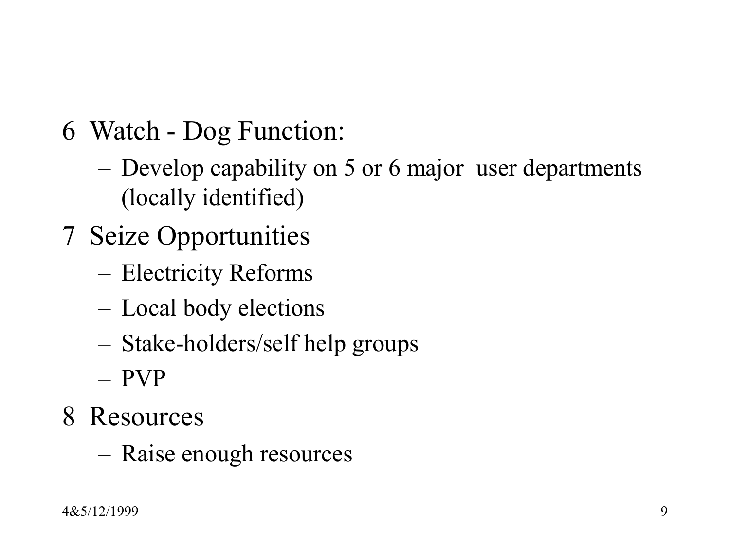6 Watch - Dog Function:
  - Develop capability on 5 or 6 major user departments (locally identified)

7 Seize Opportunities
  - Electricity Reforms
  - Local body elections
  - Stake-holders/self help groups
  - PVP

8 Resources
  - Raise enough resources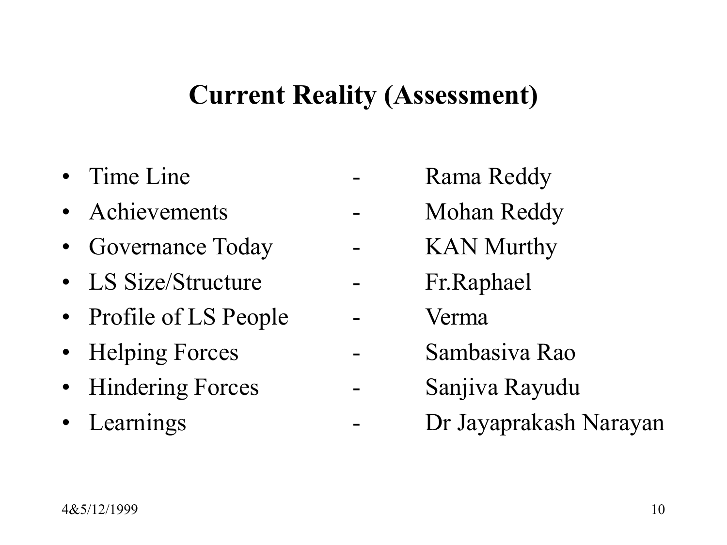# Current Reality (Assessment)

- Time Line - Rama Reddy
- Achievements - Mohan Reddy
- Governance Today - KAN Murthy
- LS Size/Structure - Fr.Raphael
- Profile of LS People - Verma
- Helping Forces - Sambasiva Rao
- Hindering Forces - Sanjiva Rayudu
- Learnings - Dr Jayaprakash Narayan

4&5/12/1999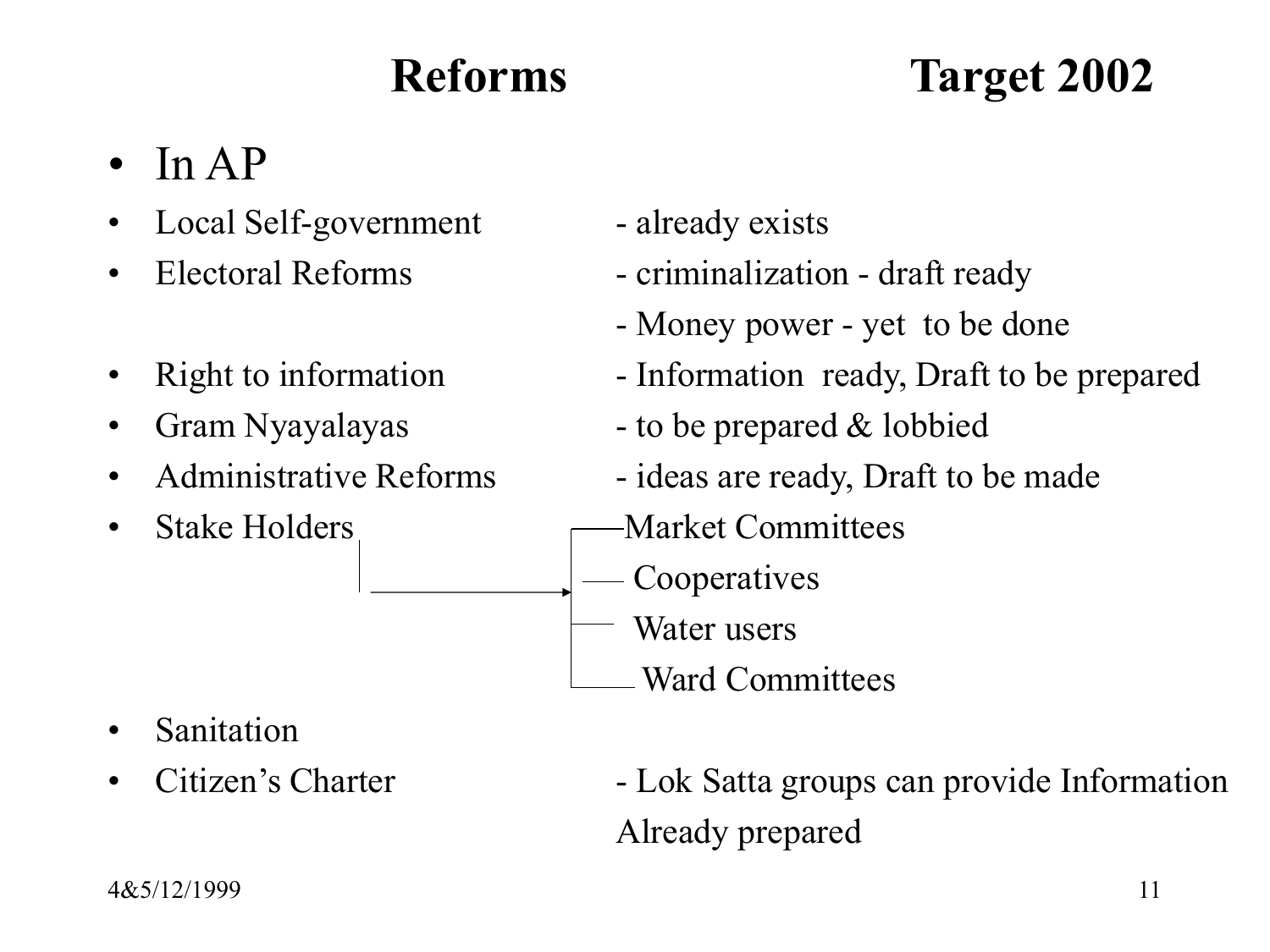# Reforms — Target 2002

- In AP

| Reform | Status |
| --- | --- |
| Local Self-government | - already exists |
| Electoral Reforms | - criminalization - draft ready |
| | - Money power - yet to be done |
| Right to information | - Information ready, Draft to be prepared |
| Gram Nyayalayas | - to be prepared & lobbied |
| Administrative Reforms | - ideas are ready, Draft to be made |
| Stake Holders | → Market Committees |
| | → Cooperatives |
| | → Water users |
| | → Ward Committees |
| Sanitation | |
| Citizen's Charter | - Lok Satta groups can provide Information |
| | Already prepared |

4&5/12/1999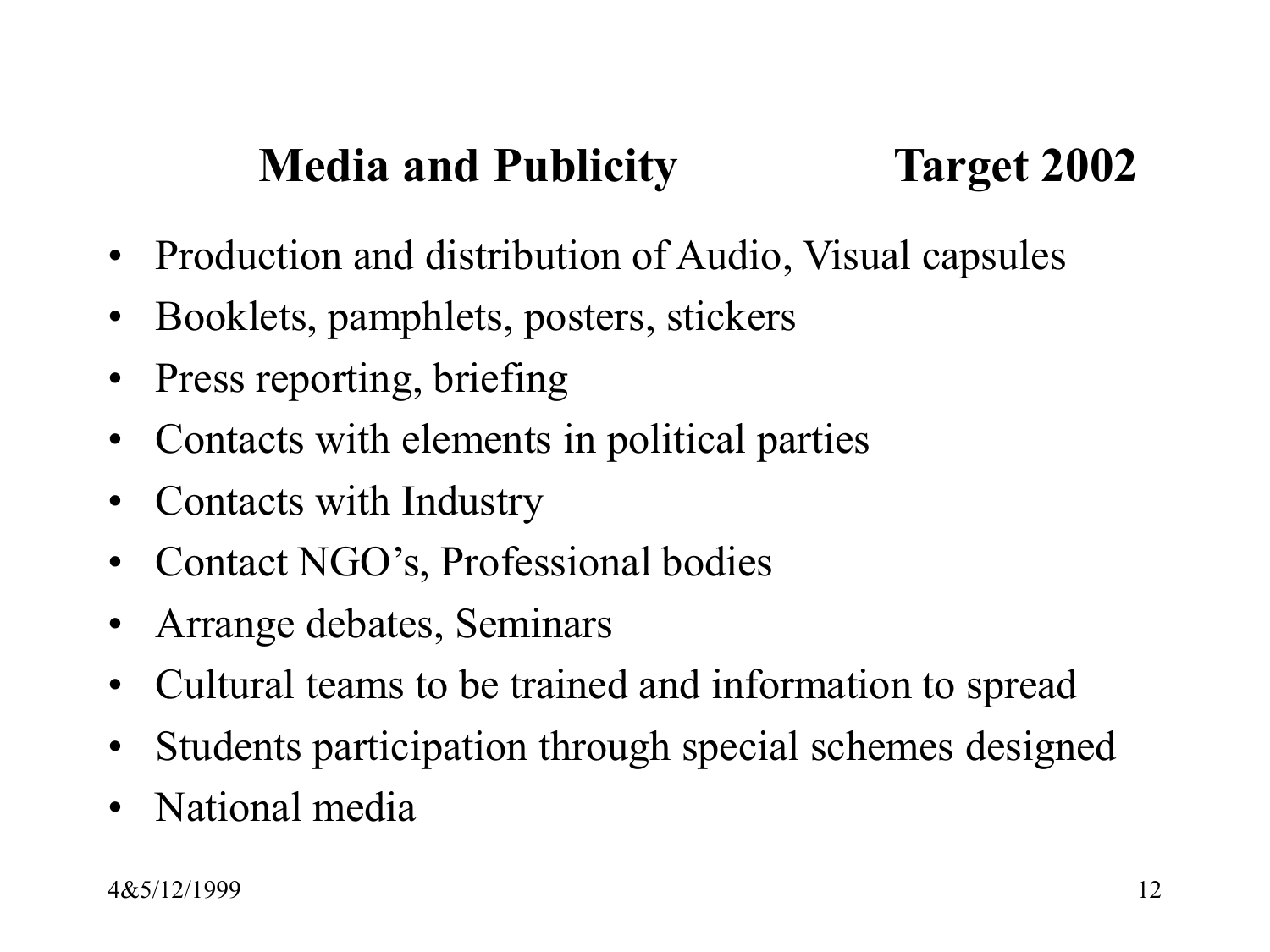## Media and Publicity Target 2002

- Production and distribution of Audio, Visual capsules
- Booklets, pamphlets, posters, stickers
- Press reporting, briefing
- Contacts with elements in political parties
- Contacts with Industry
- Contact NGO's, Professional bodies
- Arrange debates, Seminars
- Cultural teams to be trained and information to spread
- Students participation through special schemes designed
- National media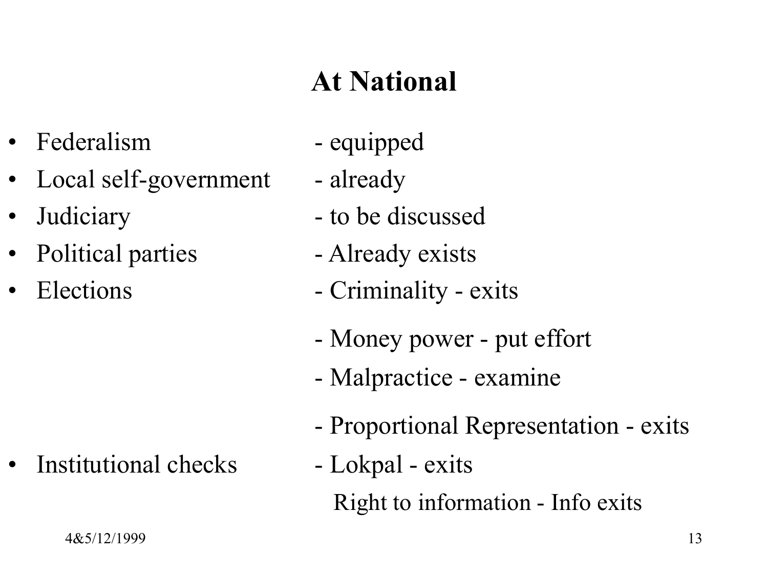# At National

- Federalism - equipped
- Local self-government - already
- Judiciary - to be discussed
- Political parties - Already exists
- Elections - Criminality - exits
  - Money power - put effort
  - Malpractice - examine
  - Proportional Representation - exits
- Institutional checks - Lokpal - exits
  - Right to information - Info exits

4&5/12/1999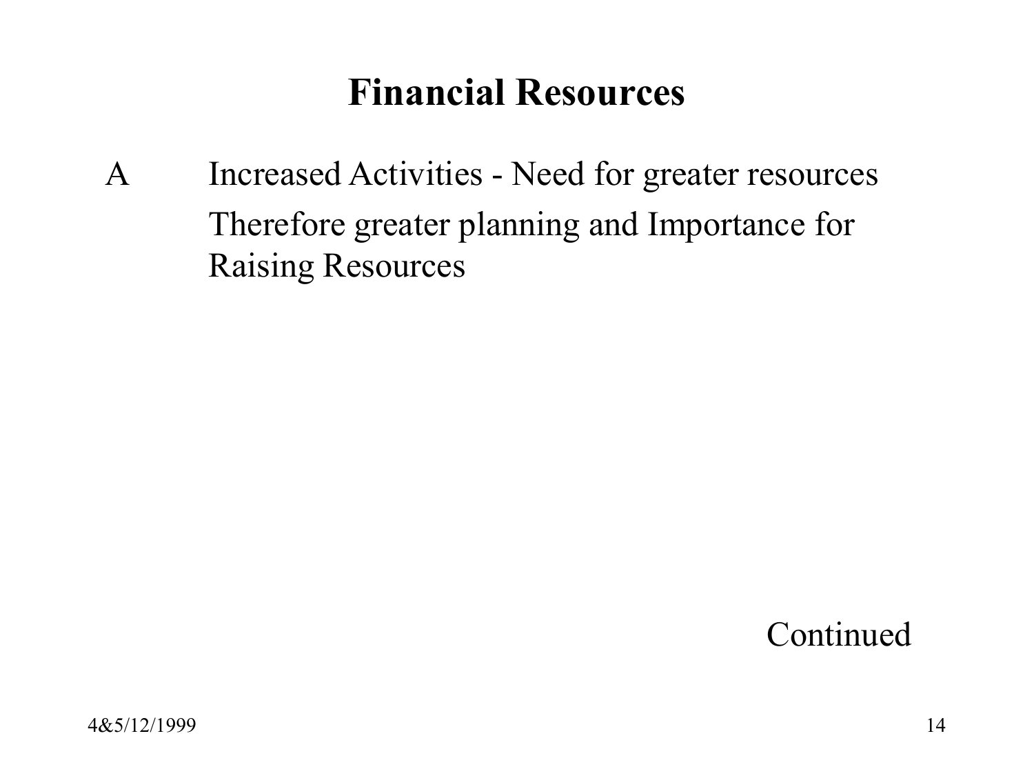## Financial Resources

A Increased Activities - Need for greater resources

Therefore greater planning and Importance for Raising Resources

Continued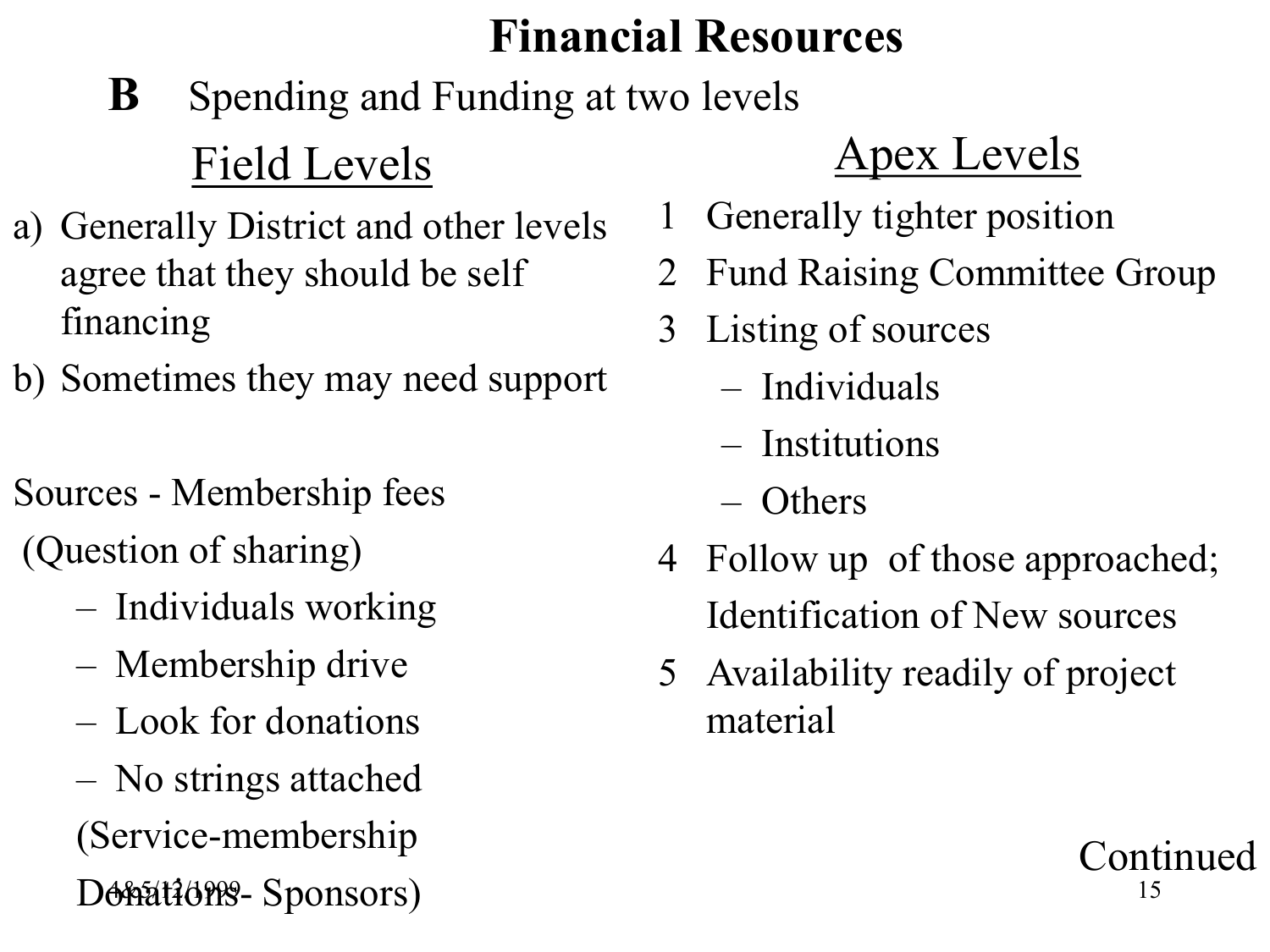# Financial Resources

**B** Spending and Funding at two levels

## Field Levels

a) Generally District and other levels agree that they should be self financing

b) Sometimes they may need support

Sources - Membership fees

(Question of sharing)

- Individuals working
- Membership drive
- Look for donations
- No strings attached

(Service-membership

Donations- Sponsors)

## Apex Levels

1. Generally tighter position
2. Fund Raising Committee Group
3. Listing of sources
   - Individuals
   - Institutions
   - Others
4. Follow up of those approached; Identification of New sources
5. Availability readily of project material

Continued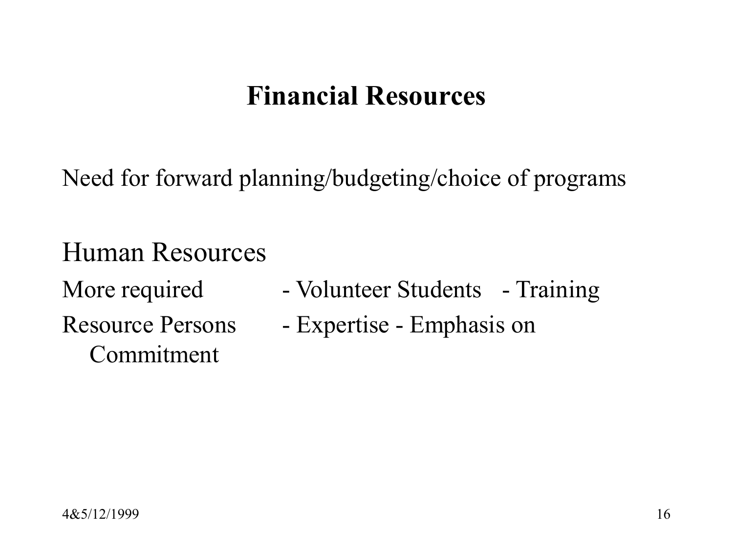## Financial Resources

Need for forward planning/budgeting/choice of programs

### Human Resources

More required - Volunteer Students - Training

Resource Persons - Expertise - Emphasis on Commitment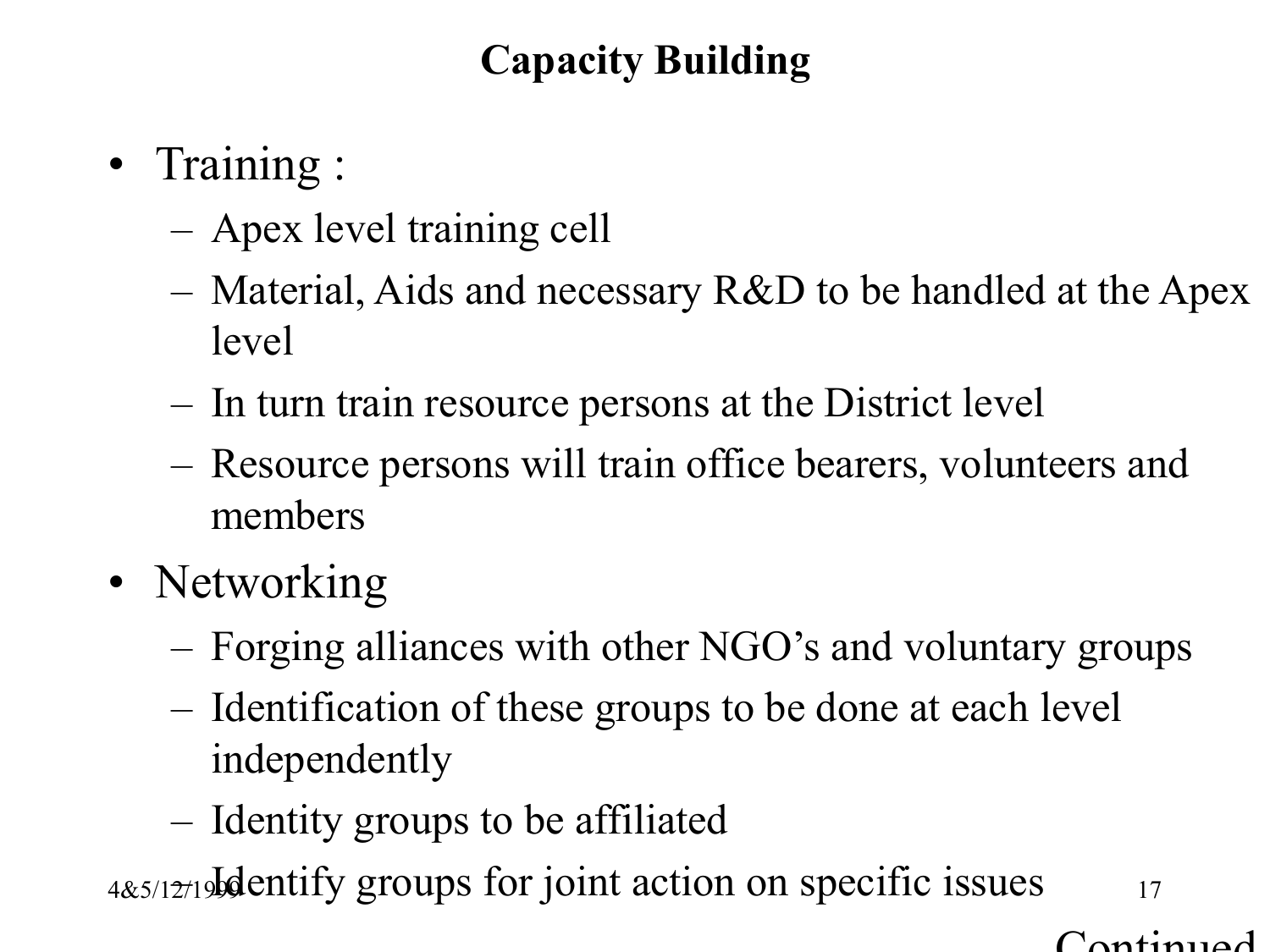# Capacity Building

- Training :
  - Apex level training cell
  - Material, Aids and necessary R&D to be handled at the Apex level
  - In turn train resource persons at the District level
  - Resource persons will train office bearers, volunteers and members
- Networking
  - Forging alliances with other NGO's and voluntary groups
  - Identification of these groups to be done at each level independently
  - Identity groups to be affiliated
  - Identify groups for joint action on specific issues

Continued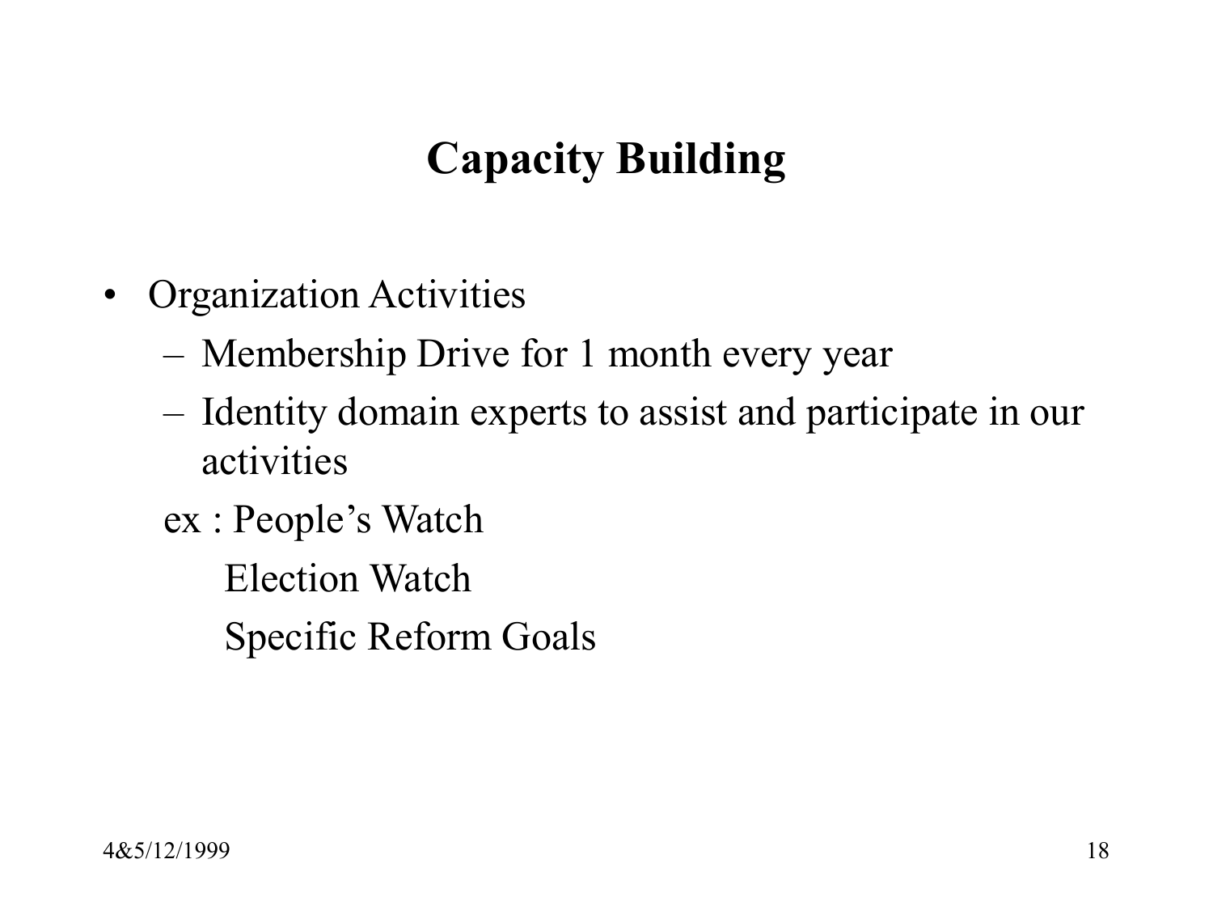# Capacity Building

- Organization Activities
  - Membership Drive for 1 month every year
  - Identity domain experts to assist and participate in our activities

  ex : People's Watch

  Election Watch

  Specific Reform Goals

4&5/12/1999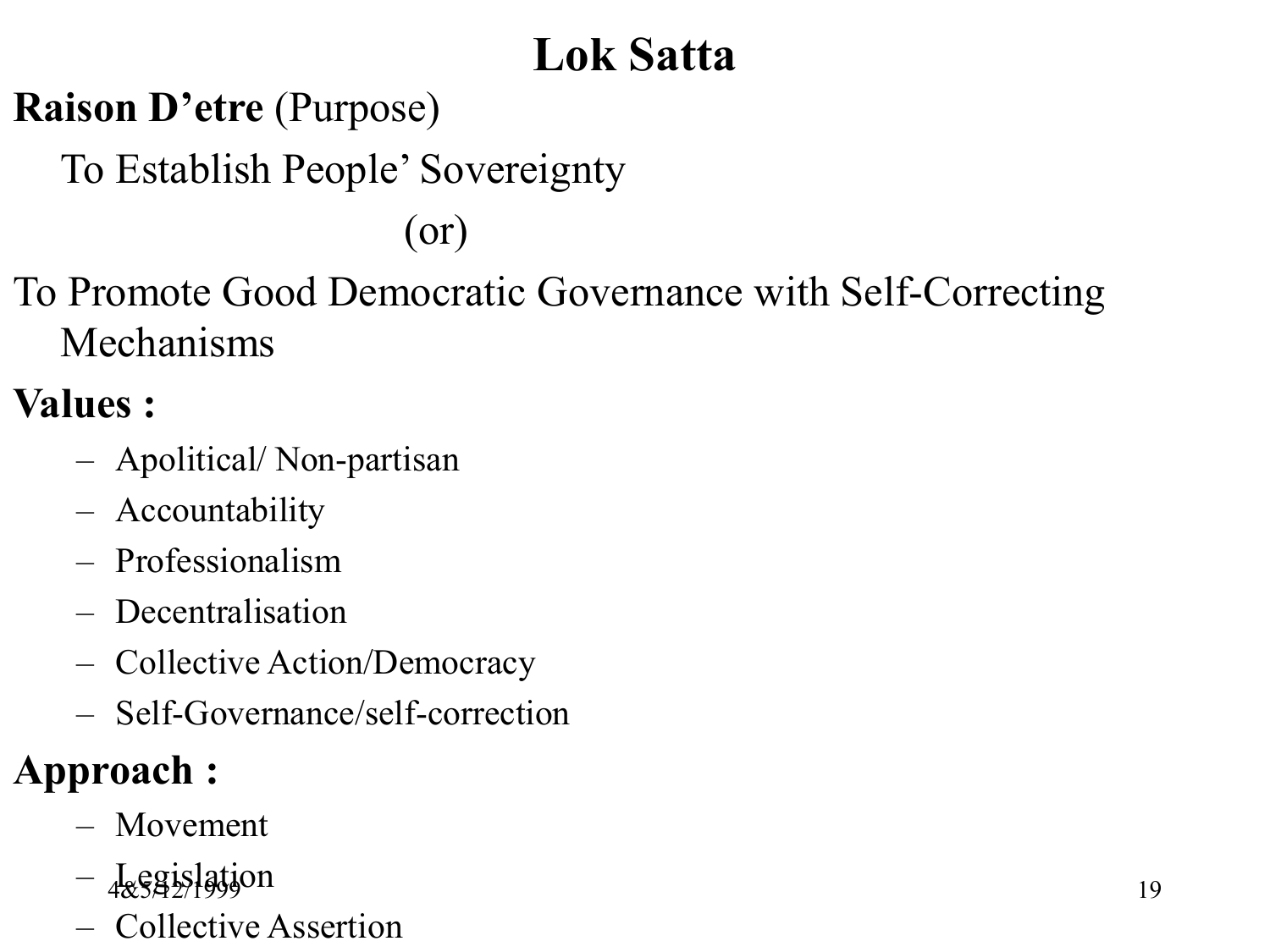# Lok Satta

**Raison D'etre** (Purpose)

To Establish People' Sovereignty

(or)

To Promote Good Democratic Governance with Self-Correcting Mechanisms

**Values :**

- Apolitical/ Non-partisan
- Accountability
- Professionalism
- Decentralisation
- Collective Action/Democracy
- Self-Governance/self-correction

**Approach :**

- Movement
- Legislation
- Collective Assertion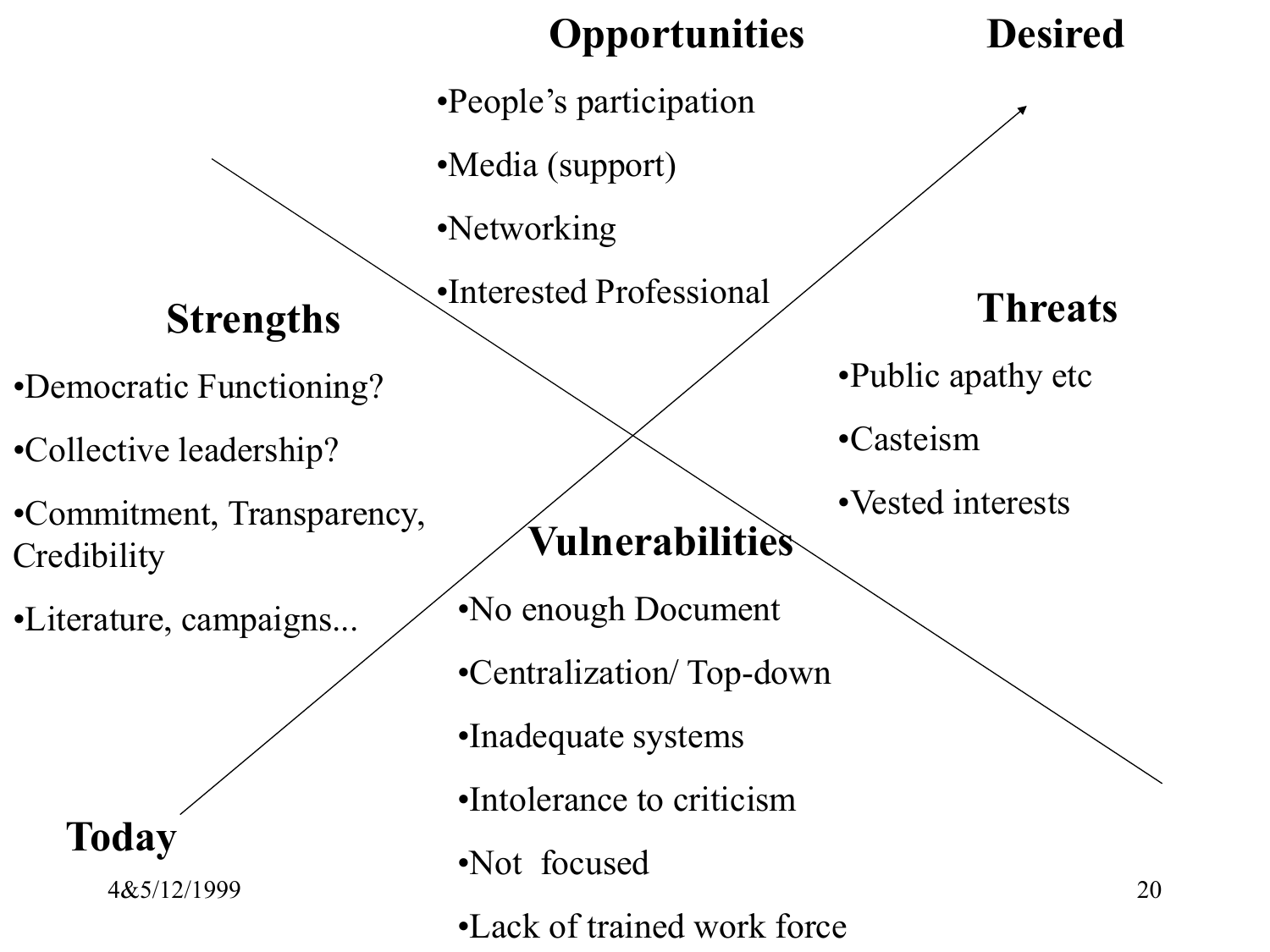## Opportunities

- People's participation
- Media (support)
- Networking
- Interested Professional

## Desired

## Strengths

- Democratic Functioning?
- Collective leadership?
- Commitment, Transparency, Credibility
- Literature, campaigns...

## Threats

- Public apathy etc
- Casteism
- Vested interests

## Vulnerabilities

- No enough Document
- Centralization/ Top-down
- Inadequate systems
- Intolerance to criticism
- Not focused
- Lack of trained work force

## Today

4&5/12/1999